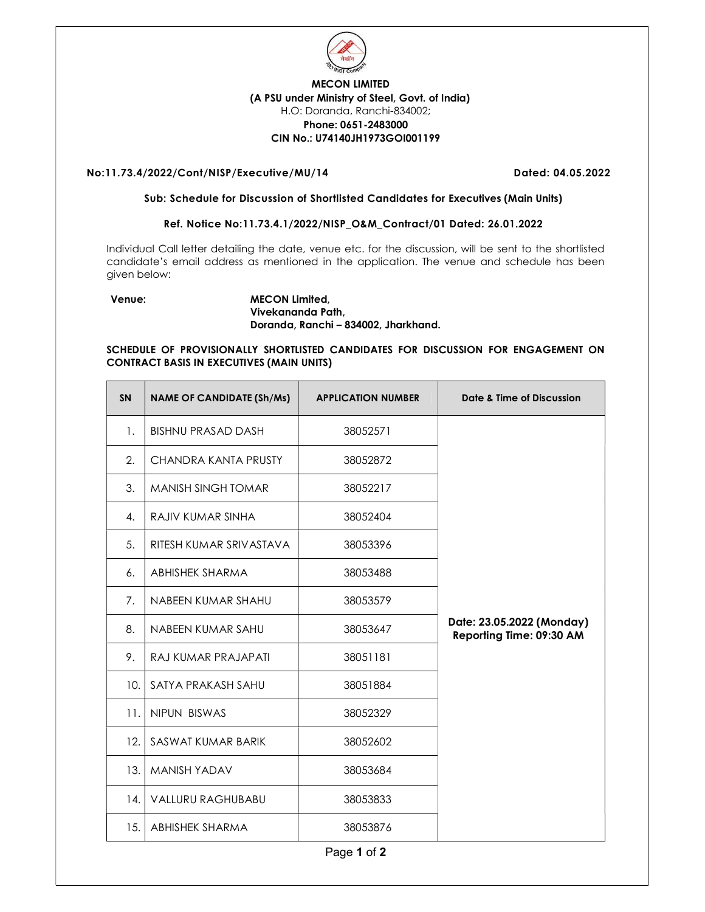**MECON LIMITED**
**(A PSU under Ministry of Steel, Govt. of India)**
H.O: Doranda, Ranchi-834002;
**Phone: 0651-2483000**
**CIN No.: U74140JH1973GOI001199**

**No:11.73.4/2022/Cont/NISP/Executive/MU/14** **Dated: 04.05.2022**

**Sub: Schedule for Discussion of Shortlisted Candidates for Executives (Main Units)**

**Ref. Notice No:11.73.4.1/2022/NISP_O&M_Contract/01 Dated: 26.01.2022**

Individual Call letter detailing the date, venue etc. for the discussion, will be sent to the shortlisted candidate's email address as mentioned in the application. The venue and schedule has been given below:

**Venue:** **MECON Limited,**
**Vivekananda Path,**
**Doranda, Ranchi – 834002, Jharkhand.**

**SCHEDULE OF PROVISIONALLY SHORTLISTED CANDIDATES FOR DISCUSSION FOR ENGAGEMENT ON CONTRACT BASIS IN EXECUTIVES (MAIN UNITS)**

| SN | NAME OF CANDIDATE (Sh/Ms) | APPLICATION NUMBER | Date & Time of Discussion |
|---|---|---|---|
| 1. | BISHNU PRASAD DASH | 38052571 | Date: 23.05.2022 (Monday) Reporting Time: 09:30 AM |
| 2. | CHANDRA KANTA PRUSTY | 38052872 | |
| 3. | MANISH SINGH TOMAR | 38052217 | |
| 4. | RAJIV KUMAR SINHA | 38052404 | |
| 5. | RITESH KUMAR SRIVASTAVA | 38053396 | |
| 6. | ABHISHEK SHARMA | 38053488 | |
| 7. | NABEEN KUMAR SHAHU | 38053579 | |
| 8. | NABEEN KUMAR SAHU | 38053647 | |
| 9. | RAJ KUMAR PRAJAPATI | 38051181 | |
| 10. | SATYA PRAKASH SAHU | 38051884 | |
| 11. | NIPUN BISWAS | 38052329 | |
| 12. | SASWAT KUMAR BARIK | 38052602 | |
| 13. | MANISH YADAV | 38053684 | |
| 14. | VALLURU RAGHUBABU | 38053833 | |
| 15. | ABHISHEK SHARMA | 38053876 | |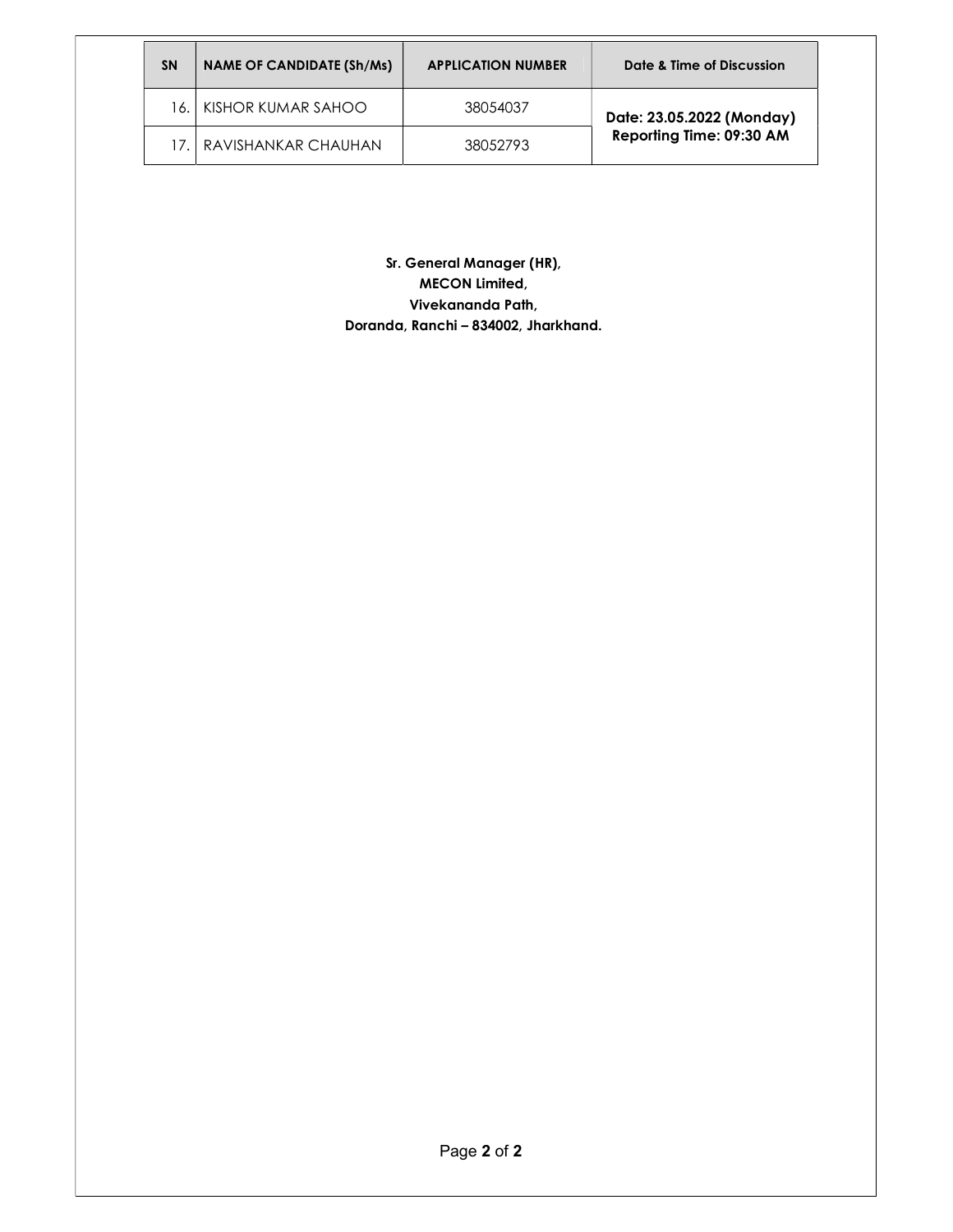| SN | NAME OF CANDIDATE (Sh/Ms) | APPLICATION NUMBER | Date & Time of Discussion |
|---|---|---|---|
| 16. | KISHOR KUMAR SAHOO | 38054037 | **Date: 23.05.2022 (Monday)** **Reporting Time: 09:30 AM** |
| 17. | RAVISHANKAR CHAUHAN | 38052793 | |

**Sr. General Manager (HR),**
**MECON Limited,**
**Vivekananda Path,**
**Doranda, Ranchi – 834002, Jharkhand.**